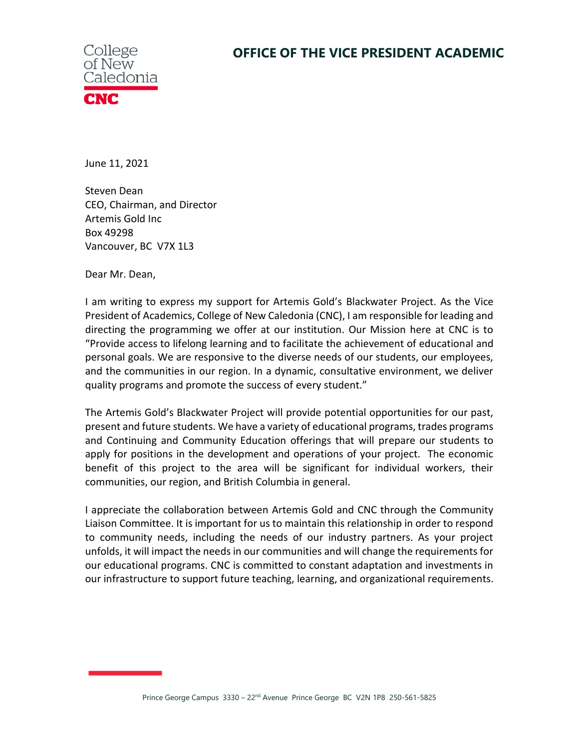College of New Caledonia

CNC

**OFFICE OF THE VICE PRESIDENT ACADEMIC**

June 11, 2021

Steven Dean
CEO, Chairman, and Director
Artemis Gold Inc
Box 49298
Vancouver, BC V7X 1L3

Dear Mr. Dean,

I am writing to express my support for Artemis Gold's Blackwater Project. As the Vice President of Academics, College of New Caledonia (CNC), I am responsible for leading and directing the programming we offer at our institution. Our Mission here at CNC is to "Provide access to lifelong learning and to facilitate the achievement of educational and personal goals. We are responsive to the diverse needs of our students, our employees, and the communities in our region. In a dynamic, consultative environment, we deliver quality programs and promote the success of every student."

The Artemis Gold's Blackwater Project will provide potential opportunities for our past, present and future students. We have a variety of educational programs, trades programs and Continuing and Community Education offerings that will prepare our students to apply for positions in the development and operations of your project. The economic benefit of this project to the area will be significant for individual workers, their communities, our region, and British Columbia in general.

I appreciate the collaboration between Artemis Gold and CNC through the Community Liaison Committee. It is important for us to maintain this relationship in order to respond to community needs, including the needs of our industry partners. As your project unfolds, it will impact the needs in our communities and will change the requirements for our educational programs. CNC is committed to constant adaptation and investments in our infrastructure to support future teaching, learning, and organizational requirements.

Prince George Campus 3330 – 22nd Avenue Prince George BC V2N 1P8 250-561-5825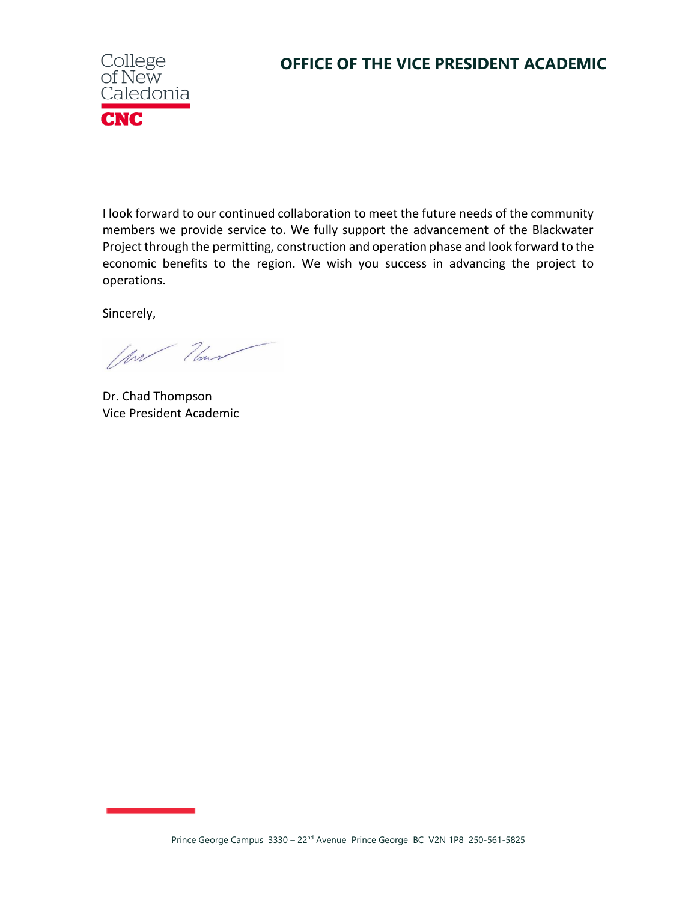College of New Caledonia

CNC

**OFFICE OF THE VICE PRESIDENT ACADEMIC**

I look forward to our continued collaboration to meet the future needs of the community members we provide service to. We fully support the advancement of the Blackwater Project through the permitting, construction and operation phase and look forward to the economic benefits to the region. We wish you success in advancing the project to operations.

Sincerely,

Dr. Chad Thompson
Vice President Academic

Prince George Campus 3330 – 22nd Avenue Prince George BC V2N 1P8 250-561-5825